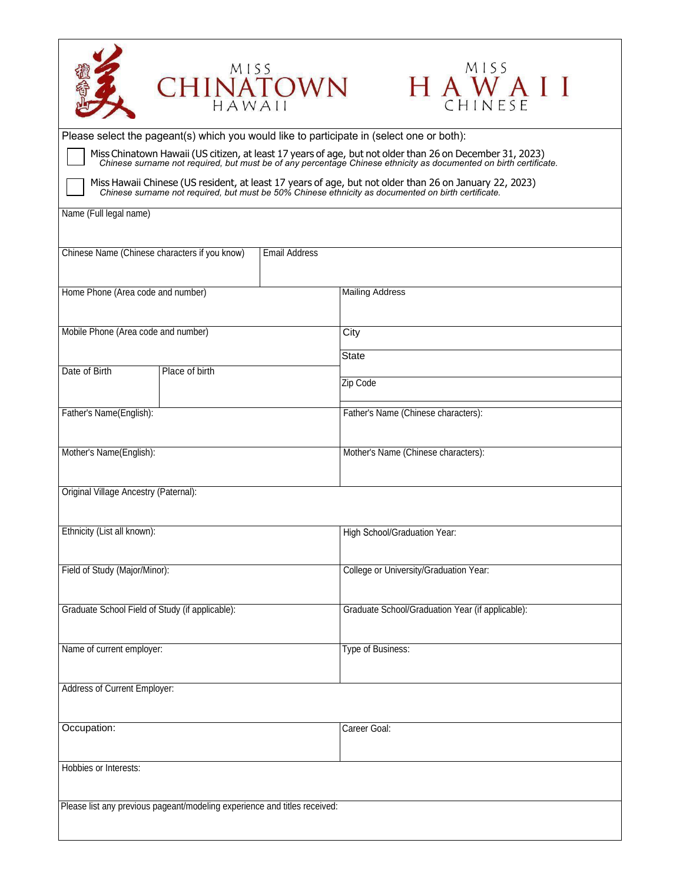# MISS CHINATOWN HAWAII

# MISS HAWAII CHINESE

Please select the pageant(s) which you would like to participate in (select one or both):

☐ Miss Chinatown Hawaii (US citizen, at least 17 years of age, but not older than 26 on December 31, 2023)
*Chinese surname not required, but must be of any percentage Chinese ethnicity as documented on birth certificate.*

☐ Miss Hawaii Chinese (US resident, at least 17 years of age, but not older than 26 on January 22, 2023)
*Chinese surname not required, but must be 50% Chinese ethnicity as documented on birth certificate.*

| | | | |
|---|---|---|---|
| Name (Full legal name) | | | |
| Chinese Name (Chinese characters if you know) | Email Address | | |
| Home Phone (Area code and number) | | Mailing Address | |
| Mobile Phone (Area code and number) | | City | |
| | | State | |
| Date of Birth | Place of birth | Zip Code | |
| Father's Name(English): | | Father's Name (Chinese characters): | |
| Mother's Name(English): | | Mother's Name (Chinese characters): | |
| Original Village Ancestry (Paternal): | | | |
| Ethnicity (List all known): | | High School/Graduation Year: | |
| Field of Study (Major/Minor): | | College or University/Graduation Year: | |
| Graduate School Field of Study (if applicable): | | Graduate School/Graduation Year (if applicable): | |
| Name of current employer: | | Type of Business: | |
| Address of Current Employer: | | | |
| Occupation: | | Career Goal: | |
| Hobbies or Interests: | | | |
| Please list any previous pageant/modeling experience and titles received: | | | |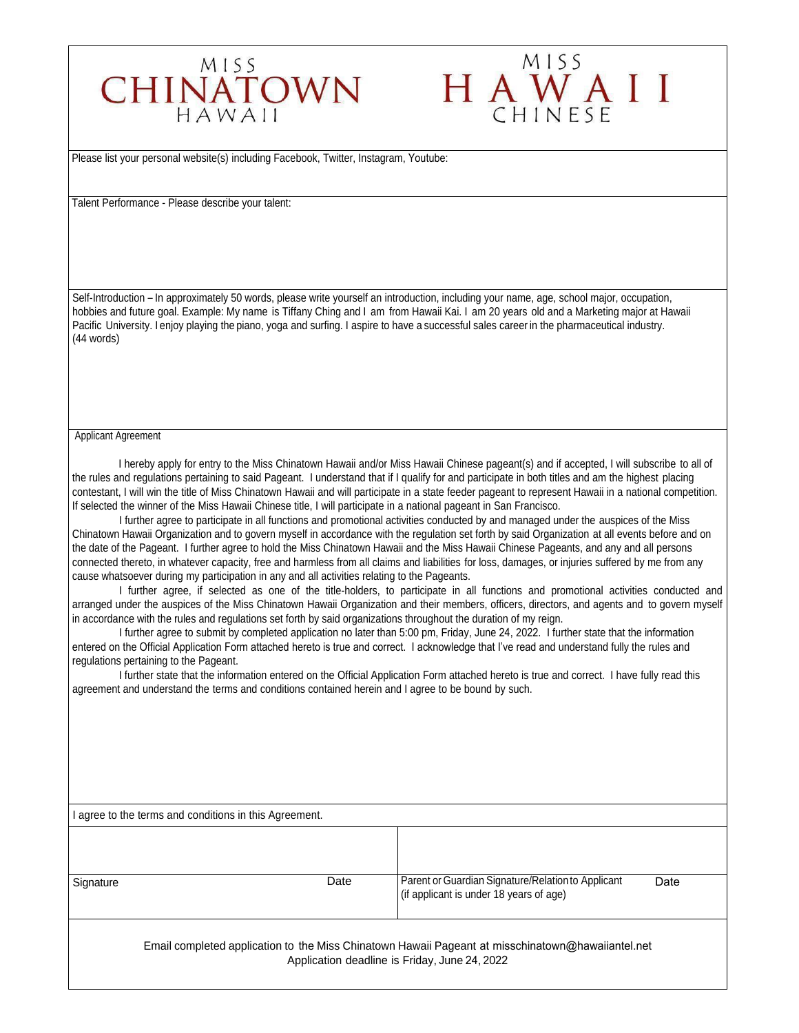# MISS CHINATOWN HAWAII

# MISS HAWAII CHINESE

Please list your personal website(s) including Facebook, Twitter, Instagram, Youtube:

Talent Performance - Please describe your talent:

Self-Introduction – In approximately 50 words, please write yourself an introduction, including your name, age, school major, occupation, hobbies and future goal. Example: My name is Tiffany Ching and I am from Hawaii Kai. I am 20 years old and a Marketing major at Hawaii Pacific University. I enjoy playing the piano, yoga and surfing. I aspire to have a successful sales career in the pharmaceutical industry. (44 words)

## Applicant Agreement

I hereby apply for entry to the Miss Chinatown Hawaii and/or Miss Hawaii Chinese pageant(s) and if accepted, I will subscribe to all of the rules and regulations pertaining to said Pageant. I understand that if I qualify for and participate in both titles and am the highest placing contestant, I will win the title of Miss Chinatown Hawaii and will participate in a state feeder pageant to represent Hawaii in a national competition. If selected the winner of the Miss Hawaii Chinese title, I will participate in a national pageant in San Francisco.

I further agree to participate in all functions and promotional activities conducted by and managed under the auspices of the Miss Chinatown Hawaii Organization and to govern myself in accordance with the regulation set forth by said Organization at all events before and on the date of the Pageant. I further agree to hold the Miss Chinatown Hawaii and the Miss Hawaii Chinese Pageants, and any and all persons connected thereto, in whatever capacity, free and harmless from all claims and liabilities for loss, damages, or injuries suffered by me from any cause whatsoever during my participation in any and all activities relating to the Pageants.

I further agree, if selected as one of the title-holders, to participate in all functions and promotional activities conducted and arranged under the auspices of the Miss Chinatown Hawaii Organization and their members, officers, directors, and agents and to govern myself in accordance with the rules and regulations set forth by said organizations throughout the duration of my reign.

I further agree to submit by completed application no later than 5:00 pm, Friday, June 24, 2022. I further state that the information entered on the Official Application Form attached hereto is true and correct. I acknowledge that I've read and understand fully the rules and regulations pertaining to the Pageant.

I further state that the information entered on the Official Application Form attached hereto is true and correct. I have fully read this agreement and understand the terms and conditions contained herein and I agree to be bound by such.

I agree to the terms and conditions in this Agreement.

| | | | |
|---|---|---|---|
| Signature | Date | Parent or Guardian Signature/Relation to Applicant (if applicant is under 18 years of age) | Date |

Email completed application to the Miss Chinatown Hawaii Pageant at misschinatown@hawaiiantel.net
Application deadline is Friday, June 24, 2022